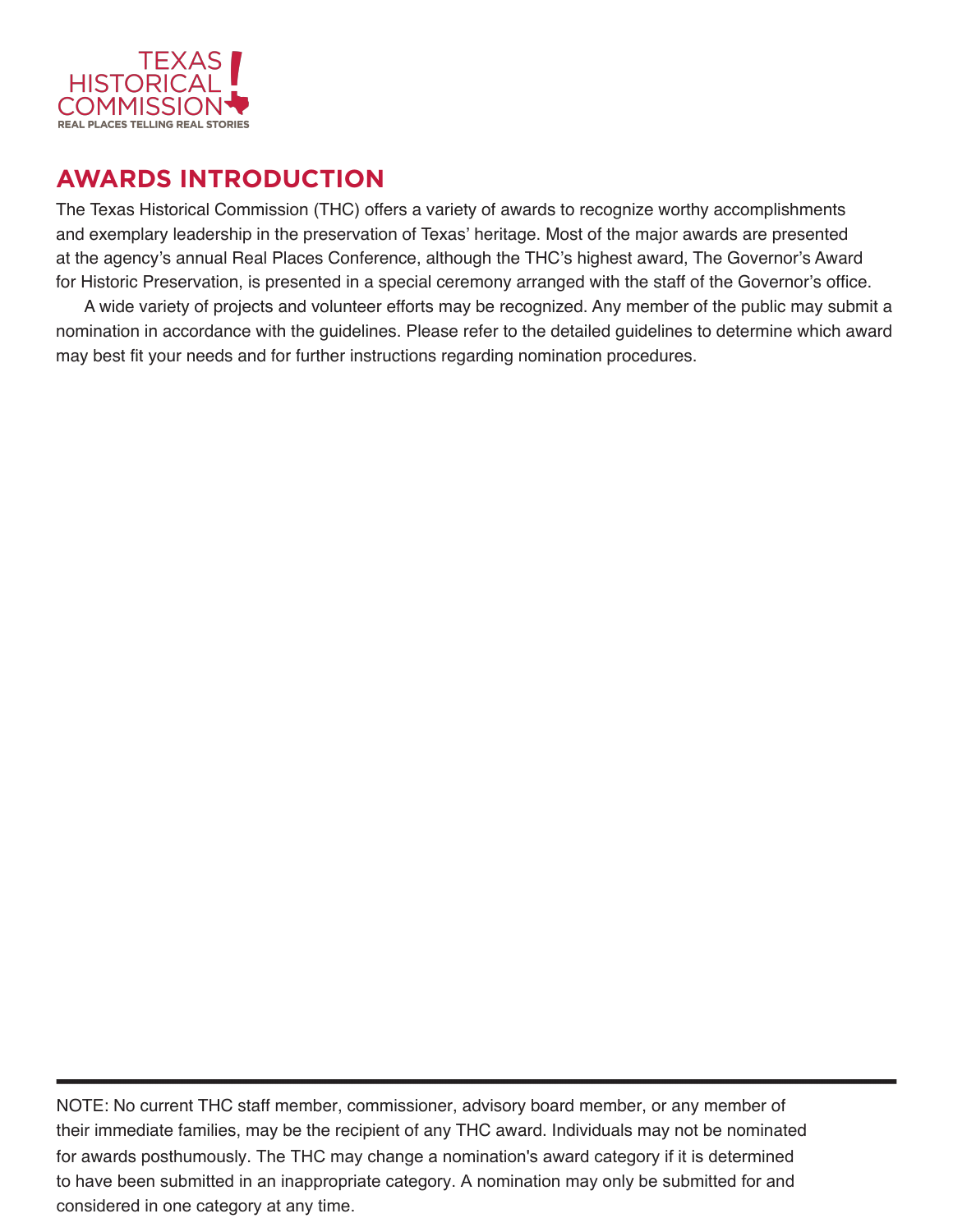TEXAS HISTORICAL COMMISSION

REAL PLACES TELLING REAL STORIES

# AWARDS INTRODUCTION

The Texas Historical Commission (THC) offers a variety of awards to recognize worthy accomplishments and exemplary leadership in the preservation of Texas' heritage. Most of the major awards are presented at the agency's annual Real Places Conference, although the THC's highest award, The Governor's Award for Historic Preservation, is presented in a special ceremony arranged with the staff of the Governor's office.

A wide variety of projects and volunteer efforts may be recognized. Any member of the public may submit a nomination in accordance with the guidelines. Please refer to the detailed guidelines to determine which award may best fit your needs and for further instructions regarding nomination procedures.

---

NOTE: No current THC staff member, commissioner, advisory board member, or any member of their immediate families, may be the recipient of any THC award. Individuals may not be nominated for awards posthumously. The THC may change a nomination's award category if it is determined to have been submitted in an inappropriate category. A nomination may only be submitted for and considered in one category at any time.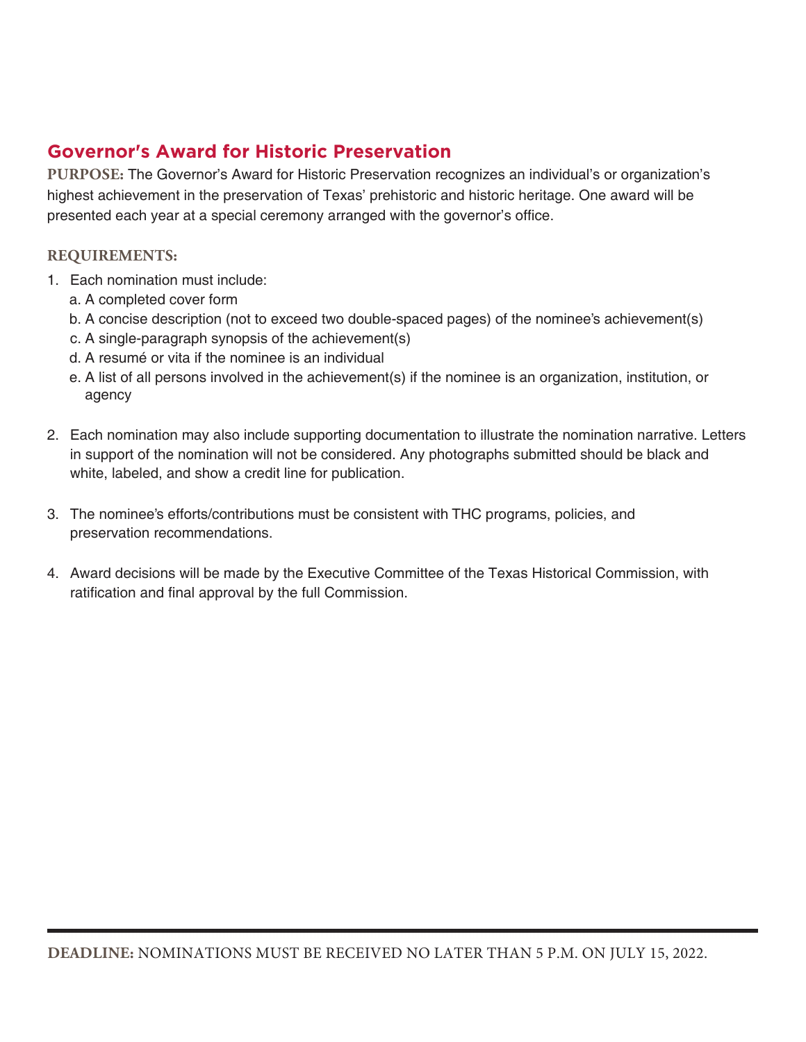## Governor's Award for Historic Preservation

**PURPOSE:** The Governor's Award for Historic Preservation recognizes an individual's or organization's highest achievement in the preservation of Texas' prehistoric and historic heritage. One award will be presented each year at a special ceremony arranged with the governor's office.

**REQUIREMENTS:**

1. Each nomination must include:
   a. A completed cover form
   b. A concise description (not to exceed two double-spaced pages) of the nominee's achievement(s)
   c. A single-paragraph synopsis of the achievement(s)
   d. A resumé or vita if the nominee is an individual
   e. A list of all persons involved in the achievement(s) if the nominee is an organization, institution, or agency

2. Each nomination may also include supporting documentation to illustrate the nomination narrative. Letters in support of the nomination will not be considered. Any photographs submitted should be black and white, labeled, and show a credit line for publication.

3. The nominee's efforts/contributions must be consistent with THC programs, policies, and preservation recommendations.

4. Award decisions will be made by the Executive Committee of the Texas Historical Commission, with ratification and final approval by the full Commission.

**DEADLINE:** NOMINATIONS MUST BE RECEIVED NO LATER THAN 5 P.M. ON JULY 15, 2022.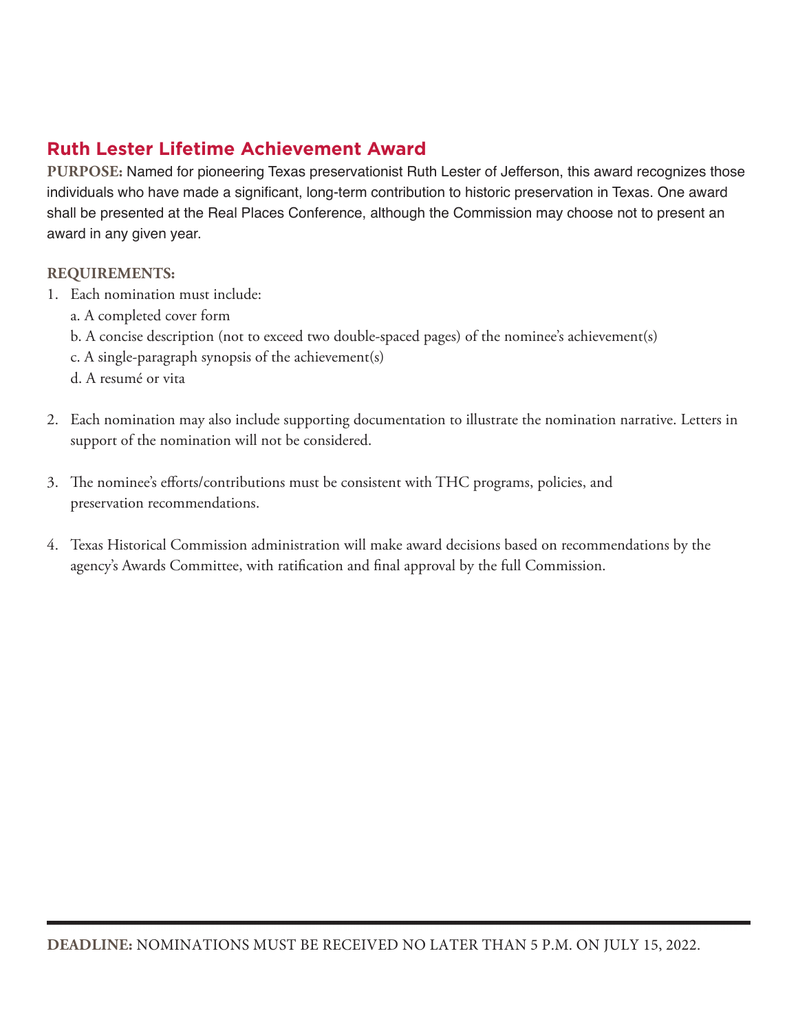## Ruth Lester Lifetime Achievement Award

**PURPOSE:** Named for pioneering Texas preservationist Ruth Lester of Jefferson, this award recognizes those individuals who have made a significant, long-term contribution to historic preservation in Texas. One award shall be presented at the Real Places Conference, although the Commission may choose not to present an award in any given year.

**REQUIREMENTS:**

1. Each nomination must include:
   a. A completed cover form
   b. A concise description (not to exceed two double-spaced pages) of the nominee's achievement(s)
   c. A single-paragraph synopsis of the achievement(s)
   d. A resumé or vita

2. Each nomination may also include supporting documentation to illustrate the nomination narrative. Letters in support of the nomination will not be considered.

3. The nominee's efforts/contributions must be consistent with THC programs, policies, and preservation recommendations.

4. Texas Historical Commission administration will make award decisions based on recommendations by the agency's Awards Committee, with ratification and final approval by the full Commission.

---

**DEADLINE:** NOMINATIONS MUST BE RECEIVED NO LATER THAN 5 P.M. ON JULY 15, 2022.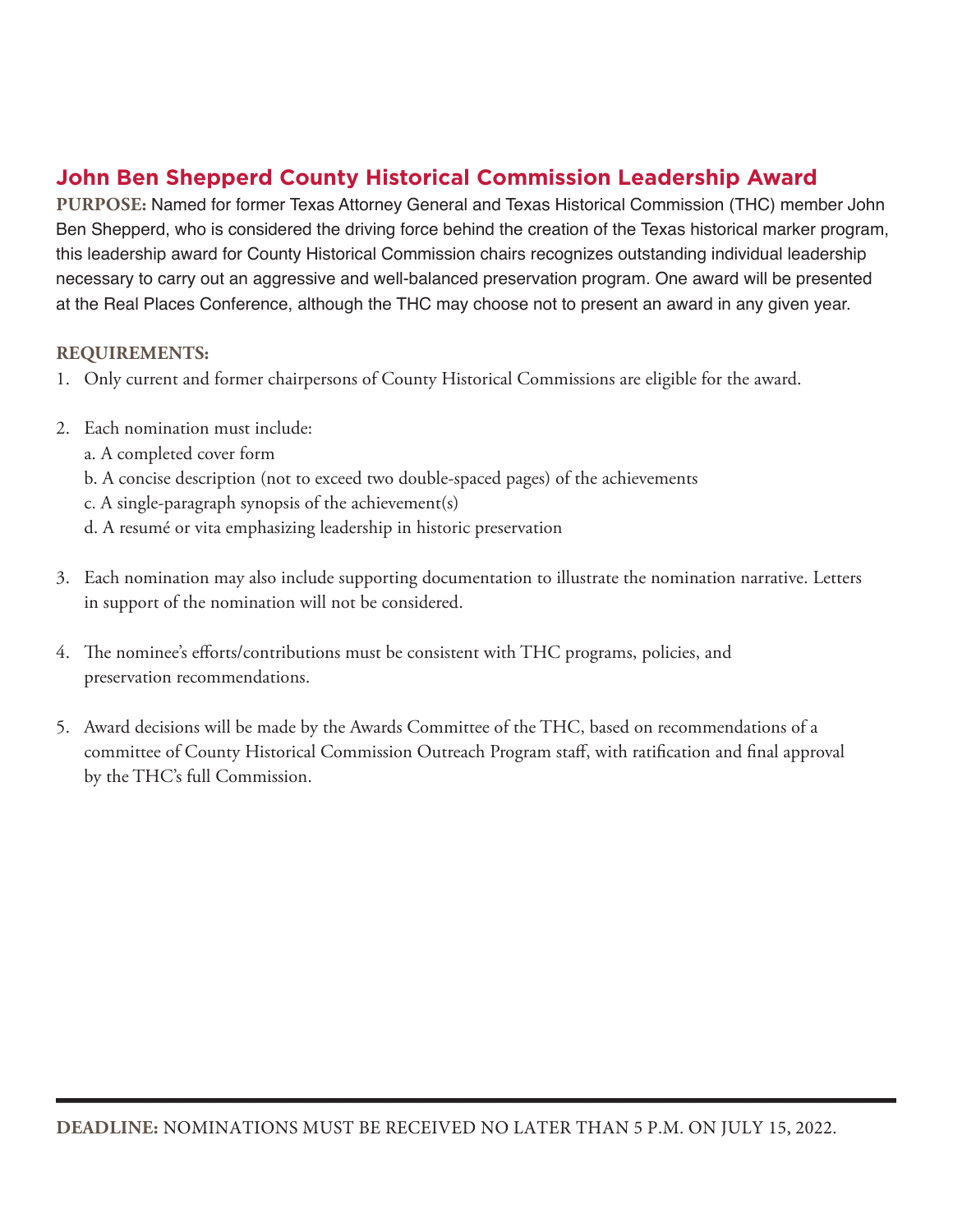## John Ben Shepperd County Historical Commission Leadership Award

**PURPOSE:** Named for former Texas Attorney General and Texas Historical Commission (THC) member John Ben Shepperd, who is considered the driving force behind the creation of the Texas historical marker program, this leadership award for County Historical Commission chairs recognizes outstanding individual leadership necessary to carry out an aggressive and well-balanced preservation program. One award will be presented at the Real Places Conference, although the THC may choose not to present an award in any given year.

**REQUIREMENTS:**

1. Only current and former chairpersons of County Historical Commissions are eligible for the award.

2. Each nomination must include:
   a. A completed cover form
   b. A concise description (not to exceed two double-spaced pages) of the achievements
   c. A single-paragraph synopsis of the achievement(s)
   d. A resumé or vita emphasizing leadership in historic preservation

3. Each nomination may also include supporting documentation to illustrate the nomination narrative. Letters in support of the nomination will not be considered.

4. The nominee's efforts/contributions must be consistent with THC programs, policies, and preservation recommendations.

5. Award decisions will be made by the Awards Committee of the THC, based on recommendations of a committee of County Historical Commission Outreach Program staff, with ratification and final approval by the THC's full Commission.

---

**DEADLINE:** NOMINATIONS MUST BE RECEIVED NO LATER THAN 5 P.M. ON JULY 15, 2022.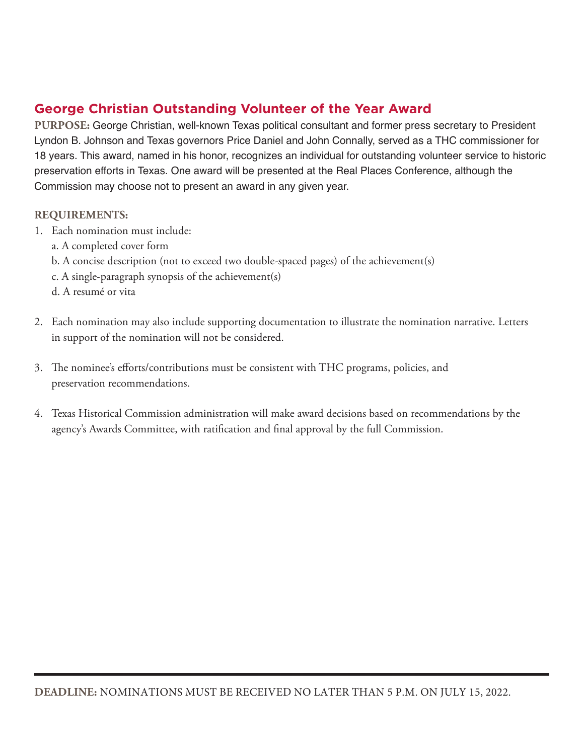## George Christian Outstanding Volunteer of the Year Award

**PURPOSE:** George Christian, well-known Texas political consultant and former press secretary to President Lyndon B. Johnson and Texas governors Price Daniel and John Connally, served as a THC commissioner for 18 years. This award, named in his honor, recognizes an individual for outstanding volunteer service to historic preservation efforts in Texas. One award will be presented at the Real Places Conference, although the Commission may choose not to present an award in any given year.

**REQUIREMENTS:**

1. Each nomination must include:
   a. A completed cover form
   b. A concise description (not to exceed two double-spaced pages) of the achievement(s)
   c. A single-paragraph synopsis of the achievement(s)
   d. A resumé or vita

2. Each nomination may also include supporting documentation to illustrate the nomination narrative. Letters in support of the nomination will not be considered.

3. The nominee's efforts/contributions must be consistent with THC programs, policies, and preservation recommendations.

4. Texas Historical Commission administration will make award decisions based on recommendations by the agency's Awards Committee, with ratification and final approval by the full Commission.

---

**DEADLINE:** NOMINATIONS MUST BE RECEIVED NO LATER THAN 5 P.M. ON JULY 15, 2022.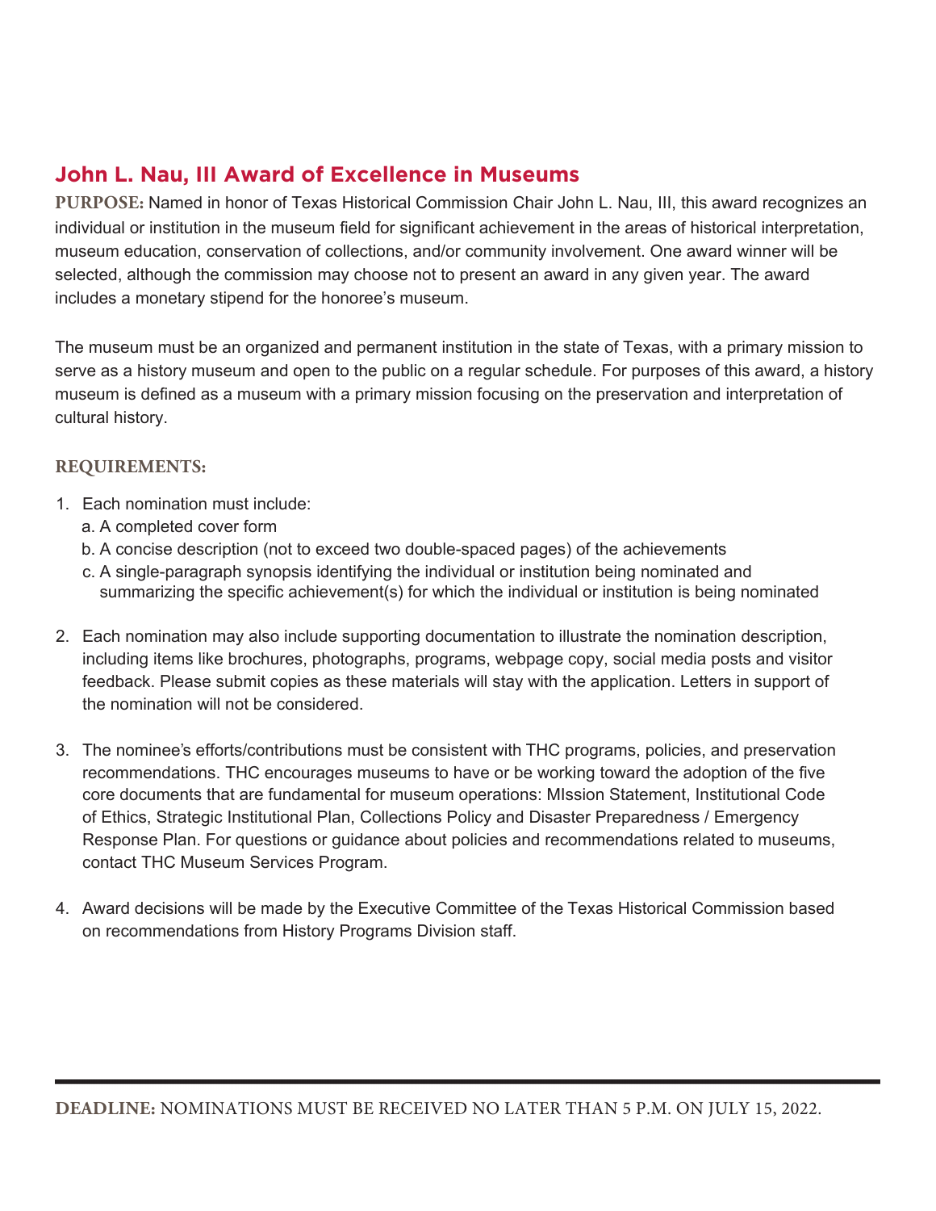## John L. Nau, III Award of Excellence in Museums

**PURPOSE:** Named in honor of Texas Historical Commission Chair John L. Nau, III, this award recognizes an individual or institution in the museum field for significant achievement in the areas of historical interpretation, museum education, conservation of collections, and/or community involvement. One award winner will be selected, although the commission may choose not to present an award in any given year. The award includes a monetary stipend for the honoree's museum.

The museum must be an organized and permanent institution in the state of Texas, with a primary mission to serve as a history museum and open to the public on a regular schedule. For purposes of this award, a history museum is defined as a museum with a primary mission focusing on the preservation and interpretation of cultural history.

**REQUIREMENTS:**

1. Each nomination must include:
   a. A completed cover form
   b. A concise description (not to exceed two double-spaced pages) of the achievements
   c. A single-paragraph synopsis identifying the individual or institution being nominated and summarizing the specific achievement(s) for which the individual or institution is being nominated

2. Each nomination may also include supporting documentation to illustrate the nomination description, including items like brochures, photographs, programs, webpage copy, social media posts and visitor feedback. Please submit copies as these materials will stay with the application. Letters in support of the nomination will not be considered.

3. The nominee's efforts/contributions must be consistent with THC programs, policies, and preservation recommendations. THC encourages museums to have or be working toward the adoption of the five core documents that are fundamental for museum operations: MIssion Statement, Institutional Code of Ethics, Strategic Institutional Plan, Collections Policy and Disaster Preparedness / Emergency Response Plan. For questions or guidance about policies and recommendations related to museums, contact THC Museum Services Program.

4. Award decisions will be made by the Executive Committee of the Texas Historical Commission based on recommendations from History Programs Division staff.

**DEADLINE:** NOMINATIONS MUST BE RECEIVED NO LATER THAN 5 P.M. ON JULY 15, 2022.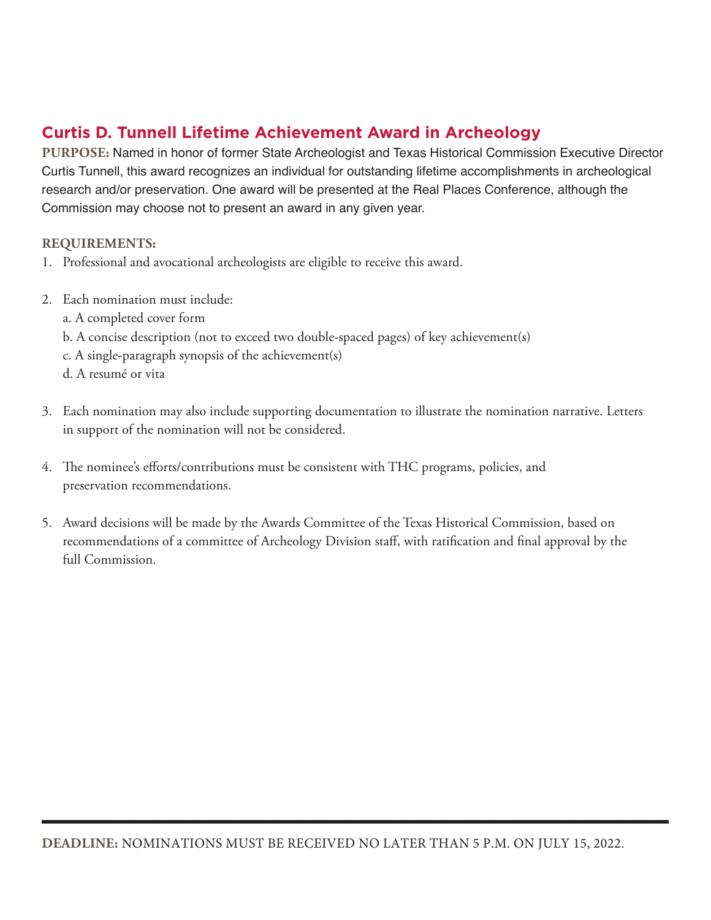## Curtis D. Tunnell Lifetime Achievement Award in Archeology

**PURPOSE:** Named in honor of former State Archeologist and Texas Historical Commission Executive Director Curtis Tunnell, this award recognizes an individual for outstanding lifetime accomplishments in archeological research and/or preservation. One award will be presented at the Real Places Conference, although the Commission may choose not to present an award in any given year.

**REQUIREMENTS:**

1. Professional and avocational archeologists are eligible to receive this award.

2. Each nomination must include:
   a. A completed cover form
   b. A concise description (not to exceed two double-spaced pages) of key achievement(s)
   c. A single-paragraph synopsis of the achievement(s)
   d. A resumé or vita

3. Each nomination may also include supporting documentation to illustrate the nomination narrative. Letters in support of the nomination will not be considered.

4. The nominee's efforts/contributions must be consistent with THC programs, policies, and preservation recommendations.

5. Award decisions will be made by the Awards Committee of the Texas Historical Commission, based on recommendations of a committee of Archeology Division staff, with ratification and final approval by the full Commission.

---

**DEADLINE:** NOMINATIONS MUST BE RECEIVED NO LATER THAN 5 P.M. ON JULY 15, 2022.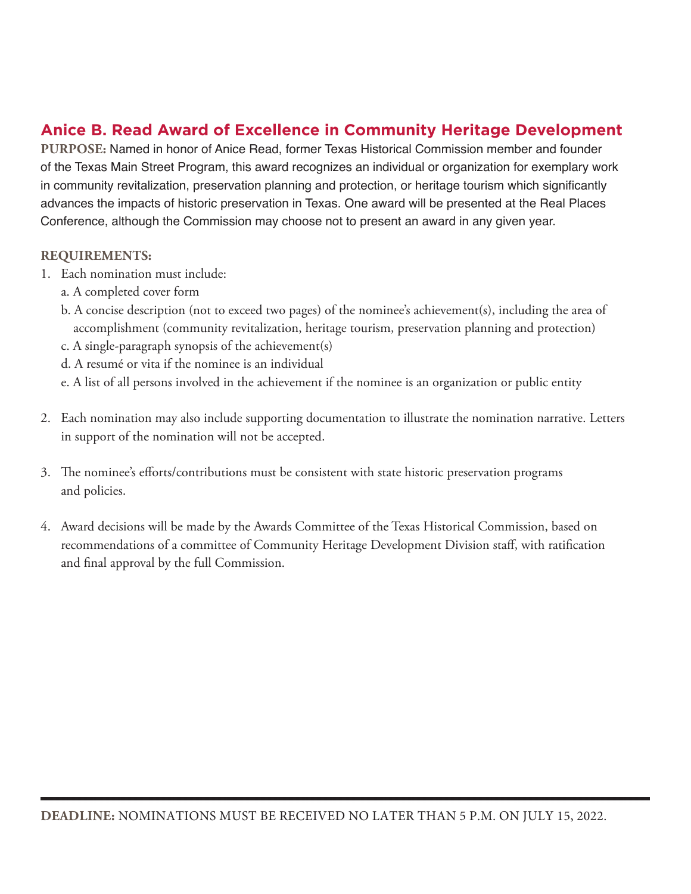## Anice B. Read Award of Excellence in Community Heritage Development

**PURPOSE:** Named in honor of Anice Read, former Texas Historical Commission member and founder of the Texas Main Street Program, this award recognizes an individual or organization for exemplary work in community revitalization, preservation planning and protection, or heritage tourism which significantly advances the impacts of historic preservation in Texas. One award will be presented at the Real Places Conference, although the Commission may choose not to present an award in any given year.

**REQUIREMENTS:**

1. Each nomination must include:
   a. A completed cover form
   b. A concise description (not to exceed two pages) of the nominee's achievement(s), including the area of accomplishment (community revitalization, heritage tourism, preservation planning and protection)
   c. A single-paragraph synopsis of the achievement(s)
   d. A resumé or vita if the nominee is an individual
   e. A list of all persons involved in the achievement if the nominee is an organization or public entity

2. Each nomination may also include supporting documentation to illustrate the nomination narrative. Letters in support of the nomination will not be accepted.

3. The nominee's efforts/contributions must be consistent with state historic preservation programs and policies.

4. Award decisions will be made by the Awards Committee of the Texas Historical Commission, based on recommendations of a committee of Community Heritage Development Division staff, with ratification and final approval by the full Commission.

**DEADLINE:** NOMINATIONS MUST BE RECEIVED NO LATER THAN 5 P.M. ON JULY 15, 2022.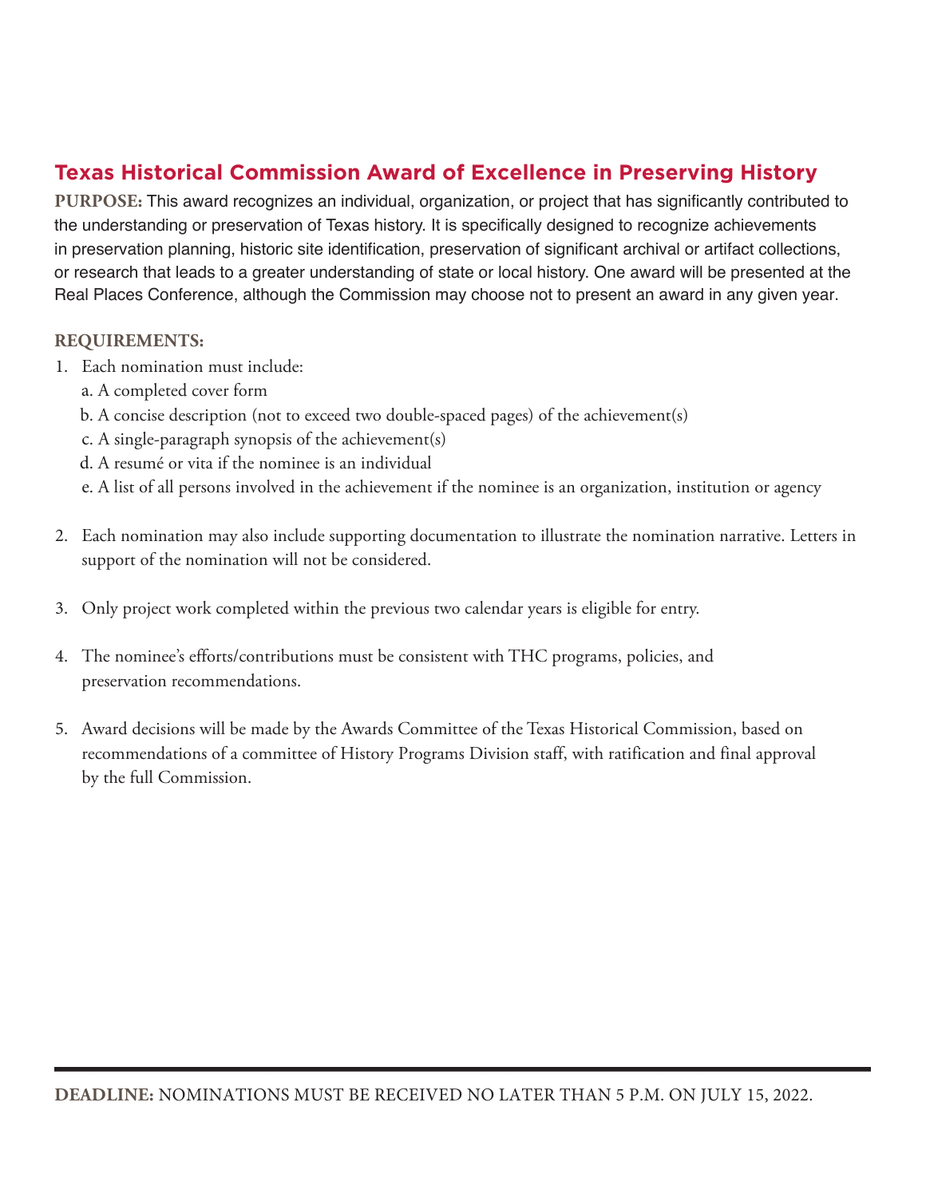## Texas Historical Commission Award of Excellence in Preserving History

**PURPOSE:** This award recognizes an individual, organization, or project that has significantly contributed to the understanding or preservation of Texas history. It is specifically designed to recognize achievements in preservation planning, historic site identification, preservation of significant archival or artifact collections, or research that leads to a greater understanding of state or local history. One award will be presented at the Real Places Conference, although the Commission may choose not to present an award in any given year.

**REQUIREMENTS:**

1. Each nomination must include:
   a. A completed cover form
   b. A concise description (not to exceed two double-spaced pages) of the achievement(s)
   c. A single-paragraph synopsis of the achievement(s)
   d. A resumé or vita if the nominee is an individual
   e. A list of all persons involved in the achievement if the nominee is an organization, institution or agency

2. Each nomination may also include supporting documentation to illustrate the nomination narrative. Letters in support of the nomination will not be considered.

3. Only project work completed within the previous two calendar years is eligible for entry.

4. The nominee's efforts/contributions must be consistent with THC programs, policies, and preservation recommendations.

5. Award decisions will be made by the Awards Committee of the Texas Historical Commission, based on recommendations of a committee of History Programs Division staff, with ratification and final approval by the full Commission.

**DEADLINE:** NOMINATIONS MUST BE RECEIVED NO LATER THAN 5 P.M. ON JULY 15, 2022.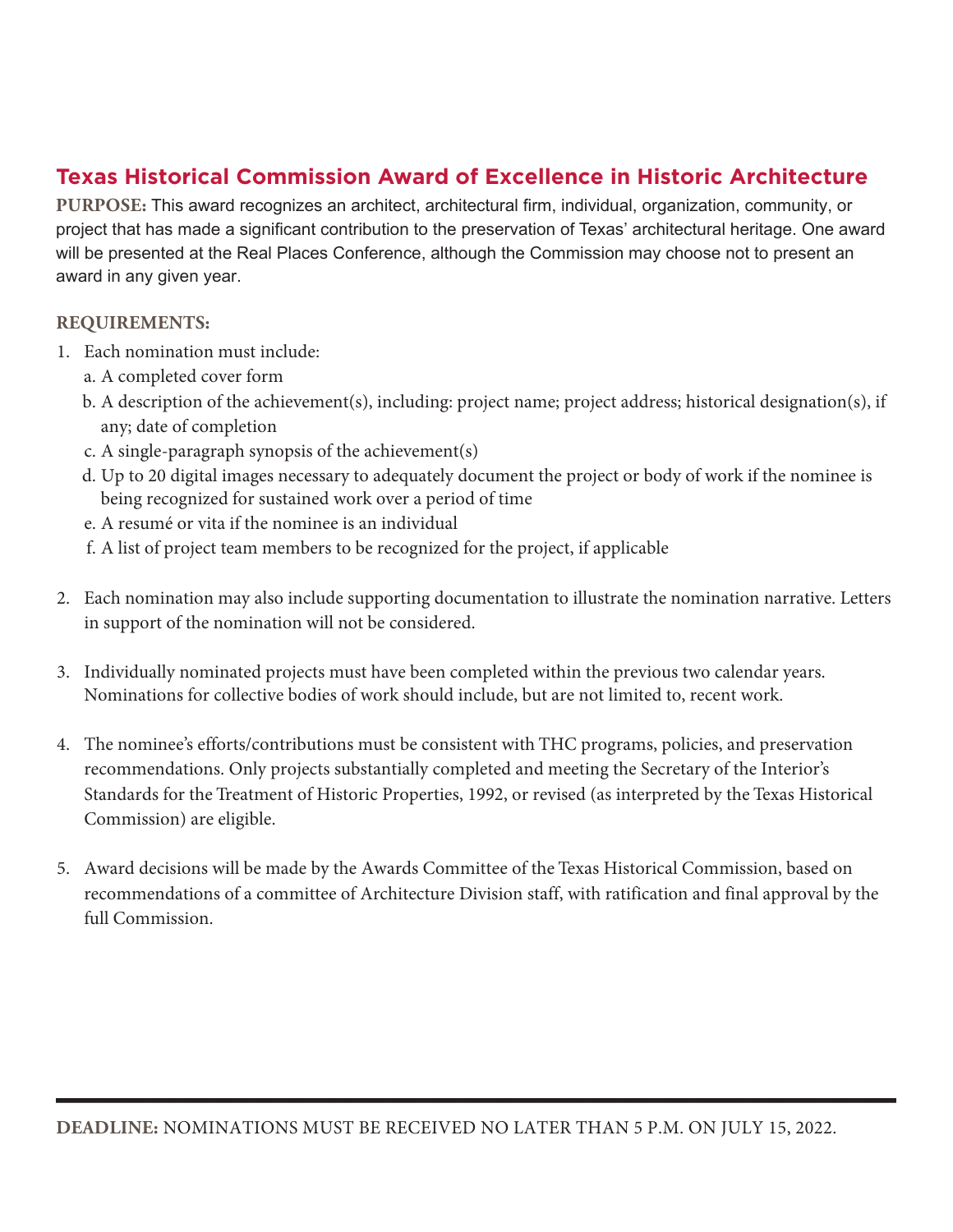## Texas Historical Commission Award of Excellence in Historic Architecture

**PURPOSE:** This award recognizes an architect, architectural firm, individual, organization, community, or project that has made a significant contribution to the preservation of Texas' architectural heritage. One award will be presented at the Real Places Conference, although the Commission may choose not to present an award in any given year.

**REQUIREMENTS:**

1. Each nomination must include:
   a. A completed cover form
   b. A description of the achievement(s), including: project name; project address; historical designation(s), if any; date of completion
   c. A single-paragraph synopsis of the achievement(s)
   d. Up to 20 digital images necessary to adequately document the project or body of work if the nominee is being recognized for sustained work over a period of time
   e. A resumé or vita if the nominee is an individual
   f. A list of project team members to be recognized for the project, if applicable

2. Each nomination may also include supporting documentation to illustrate the nomination narrative. Letters in support of the nomination will not be considered.

3. Individually nominated projects must have been completed within the previous two calendar years. Nominations for collective bodies of work should include, but are not limited to, recent work.

4. The nominee's efforts/contributions must be consistent with THC programs, policies, and preservation recommendations. Only projects substantially completed and meeting the Secretary of the Interior's Standards for the Treatment of Historic Properties, 1992, or revised (as interpreted by the Texas Historical Commission) are eligible.

5. Award decisions will be made by the Awards Committee of the Texas Historical Commission, based on recommendations of a committee of Architecture Division staff, with ratification and final approval by the full Commission.

**DEADLINE:** NOMINATIONS MUST BE RECEIVED NO LATER THAN 5 P.M. ON JULY 15, 2022.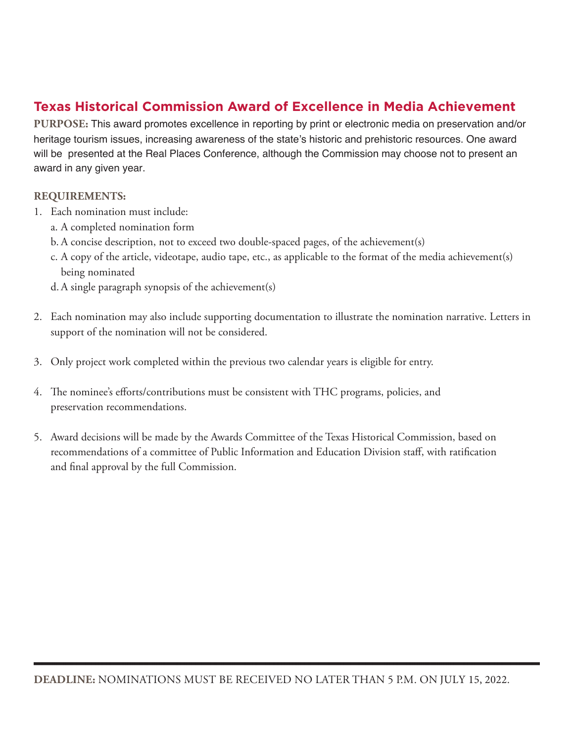## Texas Historical Commission Award of Excellence in Media Achievement

**PURPOSE:** This award promotes excellence in reporting by print or electronic media on preservation and/or heritage tourism issues, increasing awareness of the state's historic and prehistoric resources. One award will be presented at the Real Places Conference, although the Commission may choose not to present an award in any given year.

**REQUIREMENTS:**

1. Each nomination must include:
   a. A completed nomination form
   b. A concise description, not to exceed two double-spaced pages, of the achievement(s)
   c. A copy of the article, videotape, audio tape, etc., as applicable to the format of the media achievement(s) being nominated
   d. A single paragraph synopsis of the achievement(s)

2. Each nomination may also include supporting documentation to illustrate the nomination narrative. Letters in support of the nomination will not be considered.

3. Only project work completed within the previous two calendar years is eligible for entry.

4. The nominee's efforts/contributions must be consistent with THC programs, policies, and preservation recommendations.

5. Award decisions will be made by the Awards Committee of the Texas Historical Commission, based on recommendations of a committee of Public Information and Education Division staff, with ratification and final approval by the full Commission.

---

**DEADLINE:** NOMINATIONS MUST BE RECEIVED NO LATER THAN 5 P.M. ON JULY 15, 2022.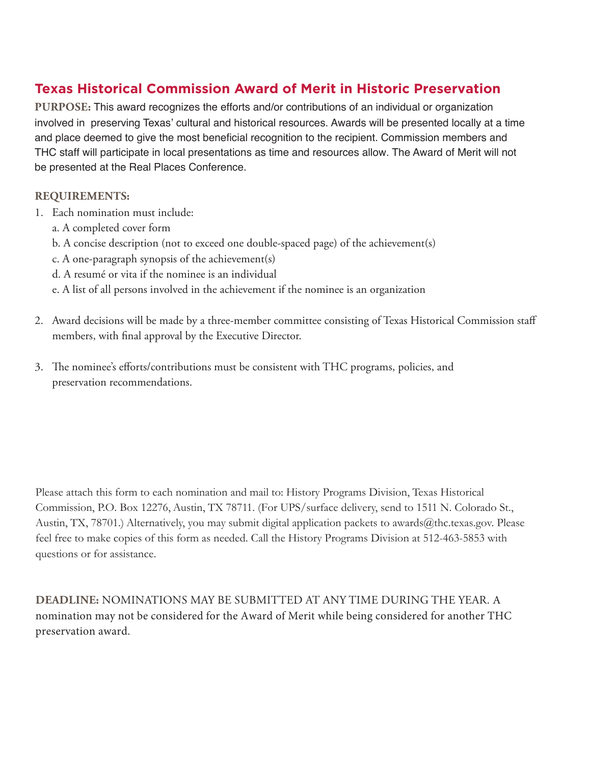## Texas Historical Commission Award of Merit in Historic Preservation

**PURPOSE:** This award recognizes the efforts and/or contributions of an individual or organization involved in preserving Texas' cultural and historical resources. Awards will be presented locally at a time and place deemed to give the most beneficial recognition to the recipient. Commission members and THC staff will participate in local presentations as time and resources allow. The Award of Merit will not be presented at the Real Places Conference.

**REQUIREMENTS:**

1. Each nomination must include:
   a. A completed cover form
   b. A concise description (not to exceed one double-spaced page) of the achievement(s)
   c. A one-paragraph synopsis of the achievement(s)
   d. A resumé or vita if the nominee is an individual
   e. A list of all persons involved in the achievement if the nominee is an organization

2. Award decisions will be made by a three-member committee consisting of Texas Historical Commission staff members, with final approval by the Executive Director.

3. The nominee's efforts/contributions must be consistent with THC programs, policies, and preservation recommendations.

Please attach this form to each nomination and mail to: History Programs Division, Texas Historical Commission, P.O. Box 12276, Austin, TX 78711. (For UPS/surface delivery, send to 1511 N. Colorado St., Austin, TX, 78701.) Alternatively, you may submit digital application packets to awards@thc.texas.gov. Please feel free to make copies of this form as needed. Call the History Programs Division at 512-463-5853 with questions or for assistance.

**DEADLINE:** NOMINATIONS MAY BE SUBMITTED AT ANY TIME DURING THE YEAR. A nomination may not be considered for the Award of Merit while being considered for another THC preservation award.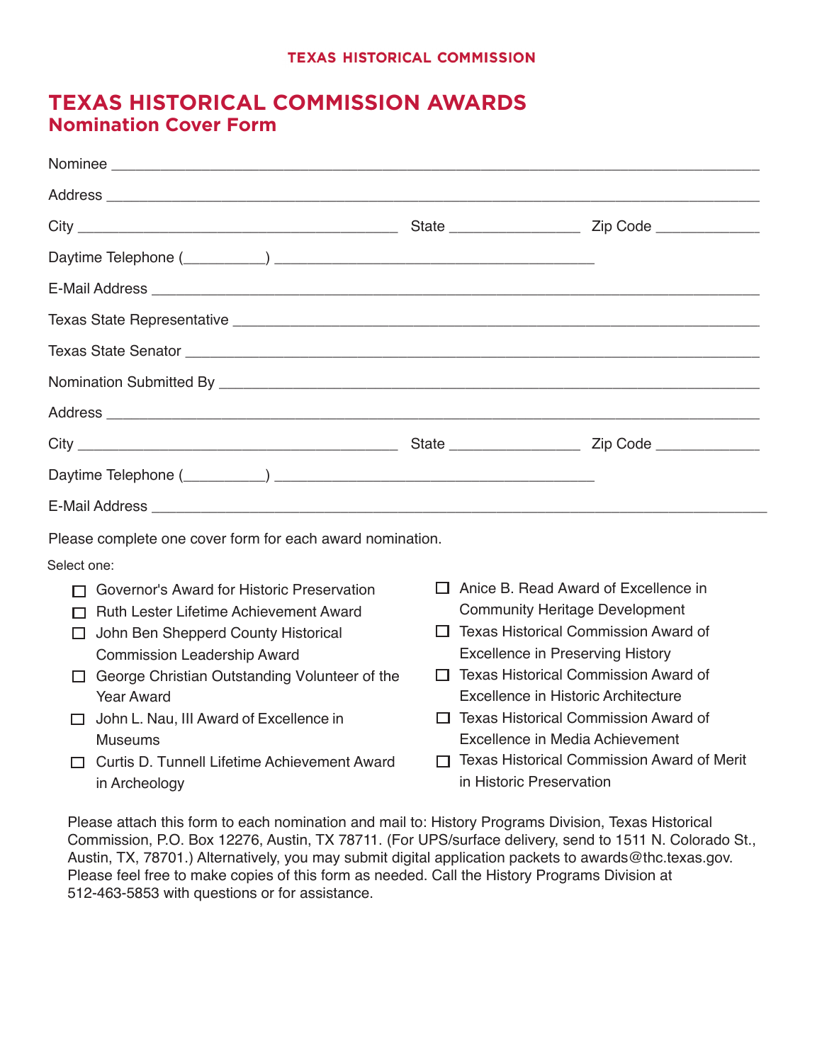TEXAS HISTORICAL COMMISSION

# TEXAS HISTORICAL COMMISSION AWARDS

## Nomination Cover Form

Nominee ___________________________________________________________________________

Address ___________________________________________________________________________

City ______________________________________ State _______________ Zip Code ____________

Daytime Telephone (__________) ____________________________________

E-Mail Address _____________________________________________________________________

Texas State Representative ____________________________________________________________

Texas State Senator _________________________________________________________________

Nomination Submitted By ______________________________________________________________

Address ___________________________________________________________________________

City ______________________________________ State _______________ Zip Code ____________

Daytime Telephone (__________) ____________________________________

E-Mail Address _____________________________________________________________________

Please complete one cover form for each award nomination.

Select one:

- ☐ Governor's Award for Historic Preservation
- ☐ Ruth Lester Lifetime Achievement Award
- ☐ John Ben Shepperd County Historical Commission Leadership Award
- ☐ George Christian Outstanding Volunteer of the Year Award
- ☐ John L. Nau, III Award of Excellence in Museums
- ☐ Curtis D. Tunnell Lifetime Achievement Award in Archeology
- ☐ Anice B. Read Award of Excellence in Community Heritage Development
- ☐ Texas Historical Commission Award of Excellence in Preserving History
- ☐ Texas Historical Commission Award of Excellence in Historic Architecture
- ☐ Texas Historical Commission Award of Excellence in Media Achievement
- ☐ Texas Historical Commission Award of Merit in Historic Preservation

Please attach this form to each nomination and mail to: History Programs Division, Texas Historical Commission, P.O. Box 12276, Austin, TX 78711. (For UPS/surface delivery, send to 1511 N. Colorado St., Austin, TX, 78701.) Alternatively, you may submit digital application packets to awards@thc.texas.gov. Please feel free to make copies of this form as needed. Call the History Programs Division at 512-463-5853 with questions or for assistance.